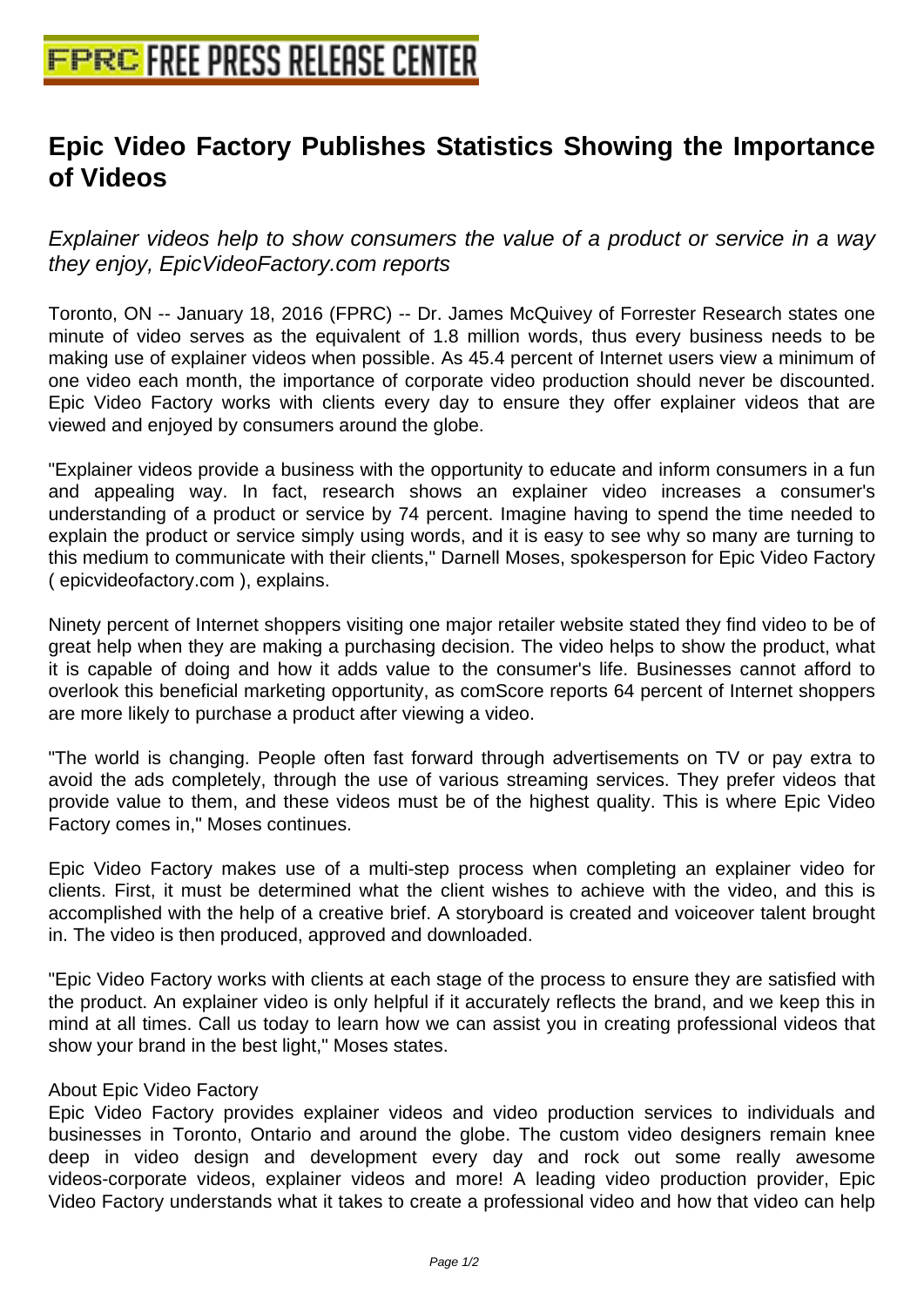# Epic Video Factory Publishes Statistics Showing the Importance of Videos

*Explainer videos help to show consumers the value of a product or service in a way they enjoy, EpicVideoFactory.com reports*

Toronto, ON -- January 18, 2016 (FPRC) -- Dr. James McQuivey of Forrester Research states one minute of video serves as the equivalent of 1.8 million words, thus every business needs to be making use of explainer videos when possible. As 45.4 percent of Internet users view a minimum of one video each month, the importance of corporate video production should never be discounted. Epic Video Factory works with clients every day to ensure they offer explainer videos that are viewed and enjoyed by consumers around the globe.

"Explainer videos provide a business with the opportunity to educate and inform consumers in a fun and appealing way. In fact, research shows an explainer video increases a consumer's understanding of a product or service by 74 percent. Imagine having to spend the time needed to explain the product or service simply using words, and it is easy to see why so many are turning to this medium to communicate with their clients," Darnell Moses, spokesperson for Epic Video Factory ( epicvideofactory.com ), explains.

Ninety percent of Internet shoppers visiting one major retailer website stated they find video to be of great help when they are making a purchasing decision. The video helps to show the product, what it is capable of doing and how it adds value to the consumer's life. Businesses cannot afford to overlook this beneficial marketing opportunity, as comScore reports 64 percent of Internet shoppers are more likely to purchase a product after viewing a video.

"The world is changing. People often fast forward through advertisements on TV or pay extra to avoid the ads completely, through the use of various streaming services. They prefer videos that provide value to them, and these videos must be of the highest quality. This is where Epic Video Factory comes in," Moses continues.

Epic Video Factory makes use of a multi-step process when completing an explainer video for clients. First, it must be determined what the client wishes to achieve with the video, and this is accomplished with the help of a creative brief. A storyboard is created and voiceover talent brought in. The video is then produced, approved and downloaded.

"Epic Video Factory works with clients at each stage of the process to ensure they are satisfied with the product. An explainer video is only helpful if it accurately reflects the brand, and we keep this in mind at all times. Call us today to learn how we can assist you in creating professional videos that show your brand in the best light," Moses states.

About Epic Video Factory

Epic Video Factory provides explainer videos and video production services to individuals and businesses in Toronto, Ontario and around the globe. The custom video designers remain knee deep in video design and development every day and rock out some really awesome videos-corporate videos, explainer videos and more! A leading video production provider, Epic Video Factory understands what it takes to create a professional video and how that video can help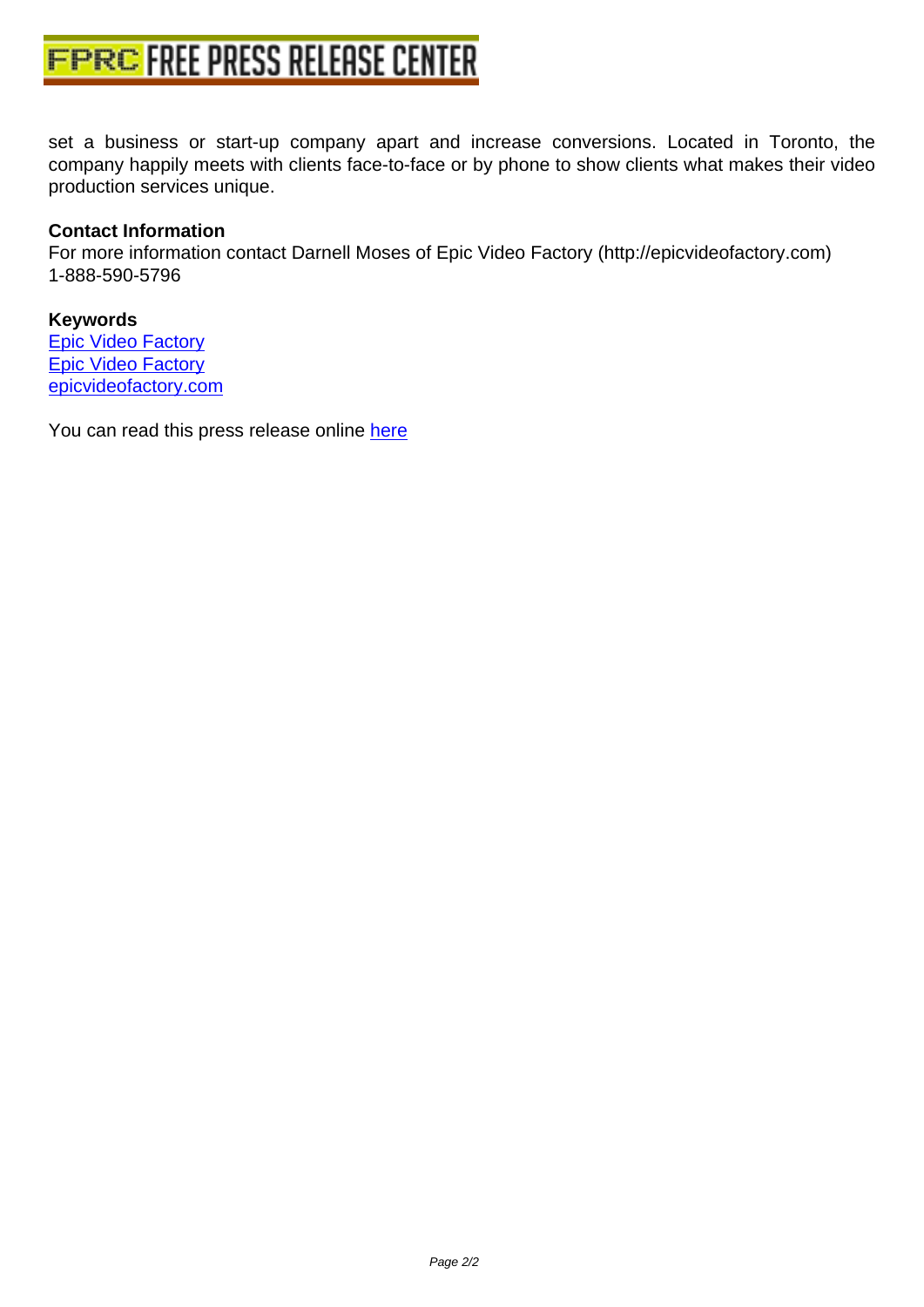set a business or start-up company apart and increase conversions. Located in Toronto, the company happily meets with clients face-to-face or by phone to show clients what makes their video production services unique.

**Contact Information**
For more information contact Darnell Moses of Epic Video Factory (http://epicvideofactory.com)
1-888-590-5796

**Keywords**
Epic Video Factory
Epic Video Factory
epicvideofactory.com

You can read this press release online here